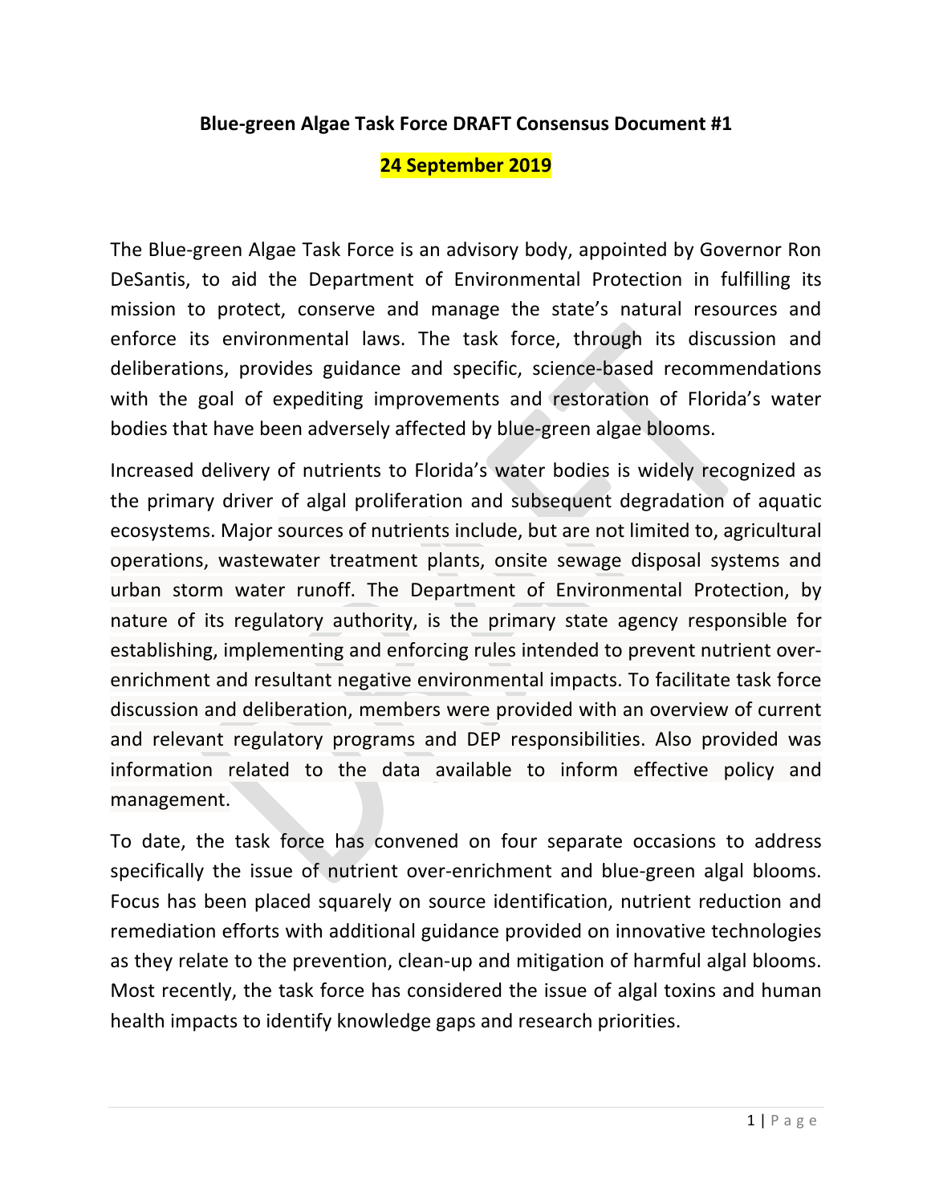**Blue-green Algae Task Force DRAFT Consensus Document #1**

**24 September 2019**

The Blue-green Algae Task Force is an advisory body, appointed by Governor Ron DeSantis, to aid the Department of Environmental Protection in fulfilling its mission to protect, conserve and manage the state's natural resources and enforce its environmental laws. The task force, through its discussion and deliberations, provides guidance and specific, science-based recommendations with the goal of expediting improvements and restoration of Florida's water bodies that have been adversely affected by blue-green algae blooms.

Increased delivery of nutrients to Florida's water bodies is widely recognized as the primary driver of algal proliferation and subsequent degradation of aquatic ecosystems. Major sources of nutrients include, but are not limited to, agricultural operations, wastewater treatment plants, onsite sewage disposal systems and urban storm water runoff. The Department of Environmental Protection, by nature of its regulatory authority, is the primary state agency responsible for establishing, implementing and enforcing rules intended to prevent nutrient over-enrichment and resultant negative environmental impacts. To facilitate task force discussion and deliberation, members were provided with an overview of current and relevant regulatory programs and DEP responsibilities. Also provided was information related to the data available to inform effective policy and management.

To date, the task force has convened on four separate occasions to address specifically the issue of nutrient over-enrichment and blue-green algal blooms. Focus has been placed squarely on source identification, nutrient reduction and remediation efforts with additional guidance provided on innovative technologies as they relate to the prevention, clean-up and mitigation of harmful algal blooms. Most recently, the task force has considered the issue of algal toxins and human health impacts to identify knowledge gaps and research priorities.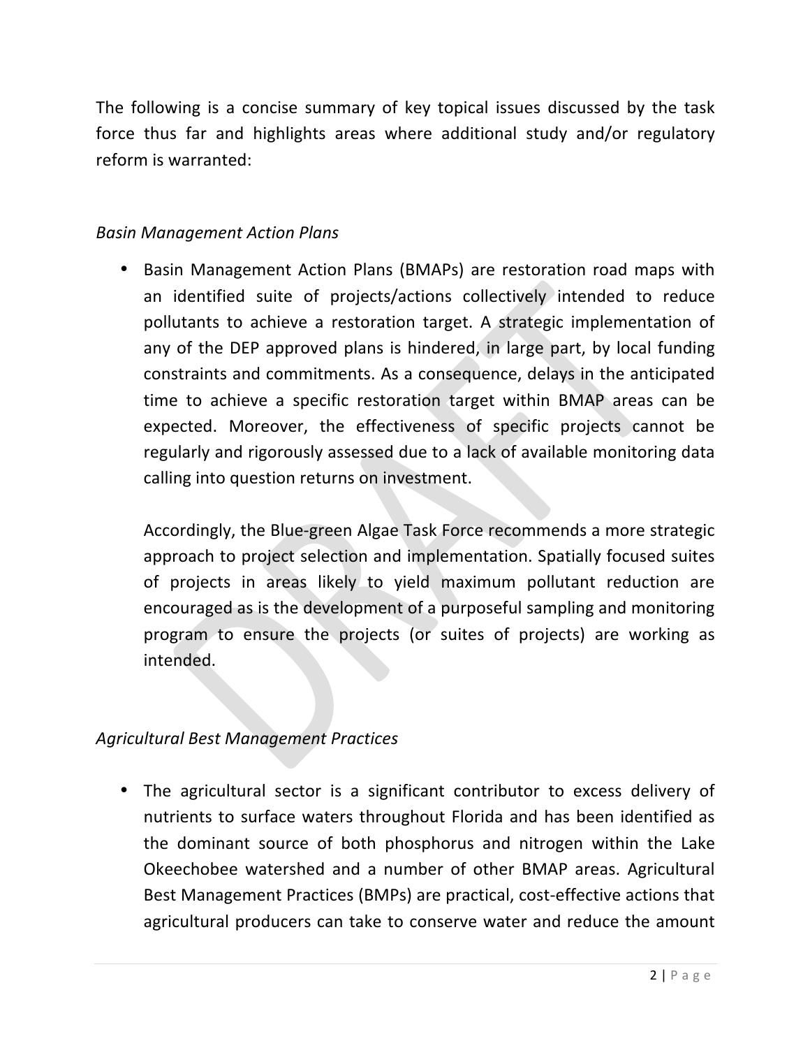The following is a concise summary of key topical issues discussed by the task force thus far and highlights areas where additional study and/or regulatory reform is warranted:

*Basin Management Action Plans*

- Basin Management Action Plans (BMAPs) are restoration road maps with an identified suite of projects/actions collectively intended to reduce pollutants to achieve a restoration target. A strategic implementation of any of the DEP approved plans is hindered, in large part, by local funding constraints and commitments. As a consequence, delays in the anticipated time to achieve a specific restoration target within BMAP areas can be expected. Moreover, the effectiveness of specific projects cannot be regularly and rigorously assessed due to a lack of available monitoring data calling into question returns on investment.

  Accordingly, the Blue-green Algae Task Force recommends a more strategic approach to project selection and implementation. Spatially focused suites of projects in areas likely to yield maximum pollutant reduction are encouraged as is the development of a purposeful sampling and monitoring program to ensure the projects (or suites of projects) are working as intended.

*Agricultural Best Management Practices*

- The agricultural sector is a significant contributor to excess delivery of nutrients to surface waters throughout Florida and has been identified as the dominant source of both phosphorus and nitrogen within the Lake Okeechobee watershed and a number of other BMAP areas. Agricultural Best Management Practices (BMPs) are practical, cost-effective actions that agricultural producers can take to conserve water and reduce the amount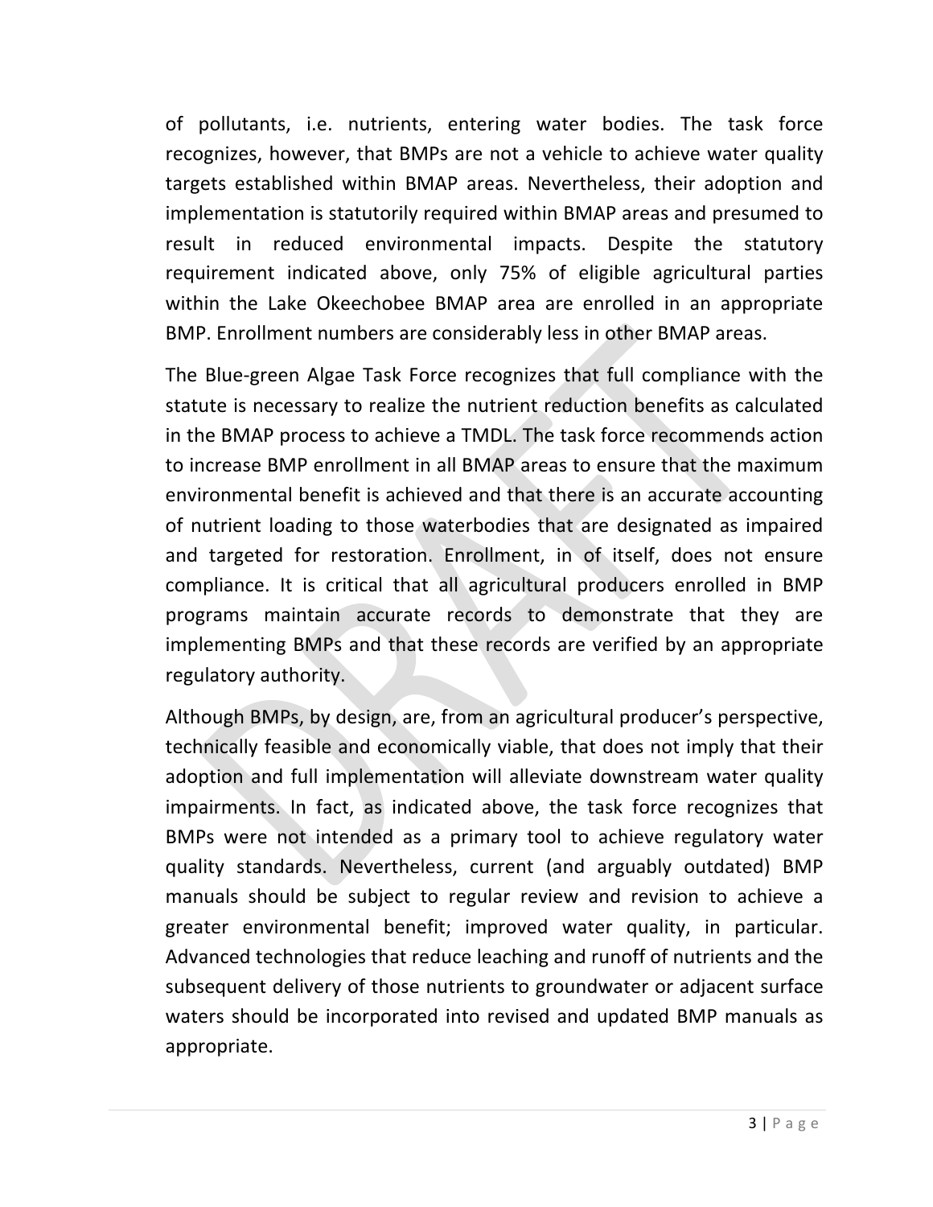of pollutants, i.e. nutrients, entering water bodies. The task force recognizes, however, that BMPs are not a vehicle to achieve water quality targets established within BMAP areas. Nevertheless, their adoption and implementation is statutorily required within BMAP areas and presumed to result in reduced environmental impacts. Despite the statutory requirement indicated above, only 75% of eligible agricultural parties within the Lake Okeechobee BMAP area are enrolled in an appropriate BMP. Enrollment numbers are considerably less in other BMAP areas.

The Blue-green Algae Task Force recognizes that full compliance with the statute is necessary to realize the nutrient reduction benefits as calculated in the BMAP process to achieve a TMDL. The task force recommends action to increase BMP enrollment in all BMAP areas to ensure that the maximum environmental benefit is achieved and that there is an accurate accounting of nutrient loading to those waterbodies that are designated as impaired and targeted for restoration. Enrollment, in of itself, does not ensure compliance. It is critical that all agricultural producers enrolled in BMP programs maintain accurate records to demonstrate that they are implementing BMPs and that these records are verified by an appropriate regulatory authority.

Although BMPs, by design, are, from an agricultural producer's perspective, technically feasible and economically viable, that does not imply that their adoption and full implementation will alleviate downstream water quality impairments. In fact, as indicated above, the task force recognizes that BMPs were not intended as a primary tool to achieve regulatory water quality standards. Nevertheless, current (and arguably outdated) BMP manuals should be subject to regular review and revision to achieve a greater environmental benefit; improved water quality, in particular. Advanced technologies that reduce leaching and runoff of nutrients and the subsequent delivery of those nutrients to groundwater or adjacent surface waters should be incorporated into revised and updated BMP manuals as appropriate.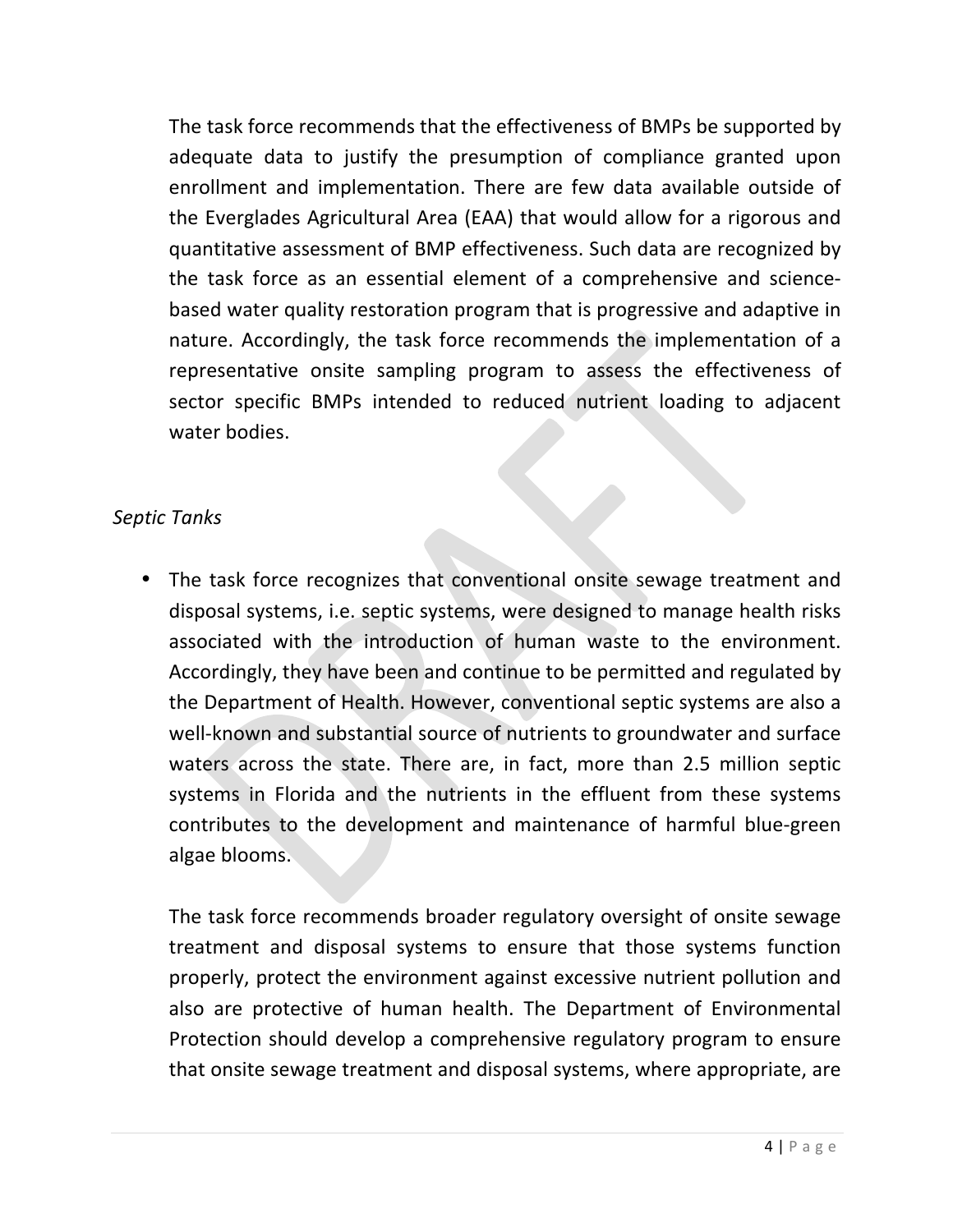The task force recommends that the effectiveness of BMPs be supported by adequate data to justify the presumption of compliance granted upon enrollment and implementation. There are few data available outside of the Everglades Agricultural Area (EAA) that would allow for a rigorous and quantitative assessment of BMP effectiveness. Such data are recognized by the task force as an essential element of a comprehensive and science-based water quality restoration program that is progressive and adaptive in nature. Accordingly, the task force recommends the implementation of a representative onsite sampling program to assess the effectiveness of sector specific BMPs intended to reduced nutrient loading to adjacent water bodies.

*Septic Tanks*

- The task force recognizes that conventional onsite sewage treatment and disposal systems, i.e. septic systems, were designed to manage health risks associated with the introduction of human waste to the environment. Accordingly, they have been and continue to be permitted and regulated by the Department of Health. However, conventional septic systems are also a well-known and substantial source of nutrients to groundwater and surface waters across the state. There are, in fact, more than 2.5 million septic systems in Florida and the nutrients in the effluent from these systems contributes to the development and maintenance of harmful blue-green algae blooms.

  The task force recommends broader regulatory oversight of onsite sewage treatment and disposal systems to ensure that those systems function properly, protect the environment against excessive nutrient pollution and also are protective of human health. The Department of Environmental Protection should develop a comprehensive regulatory program to ensure that onsite sewage treatment and disposal systems, where appropriate, are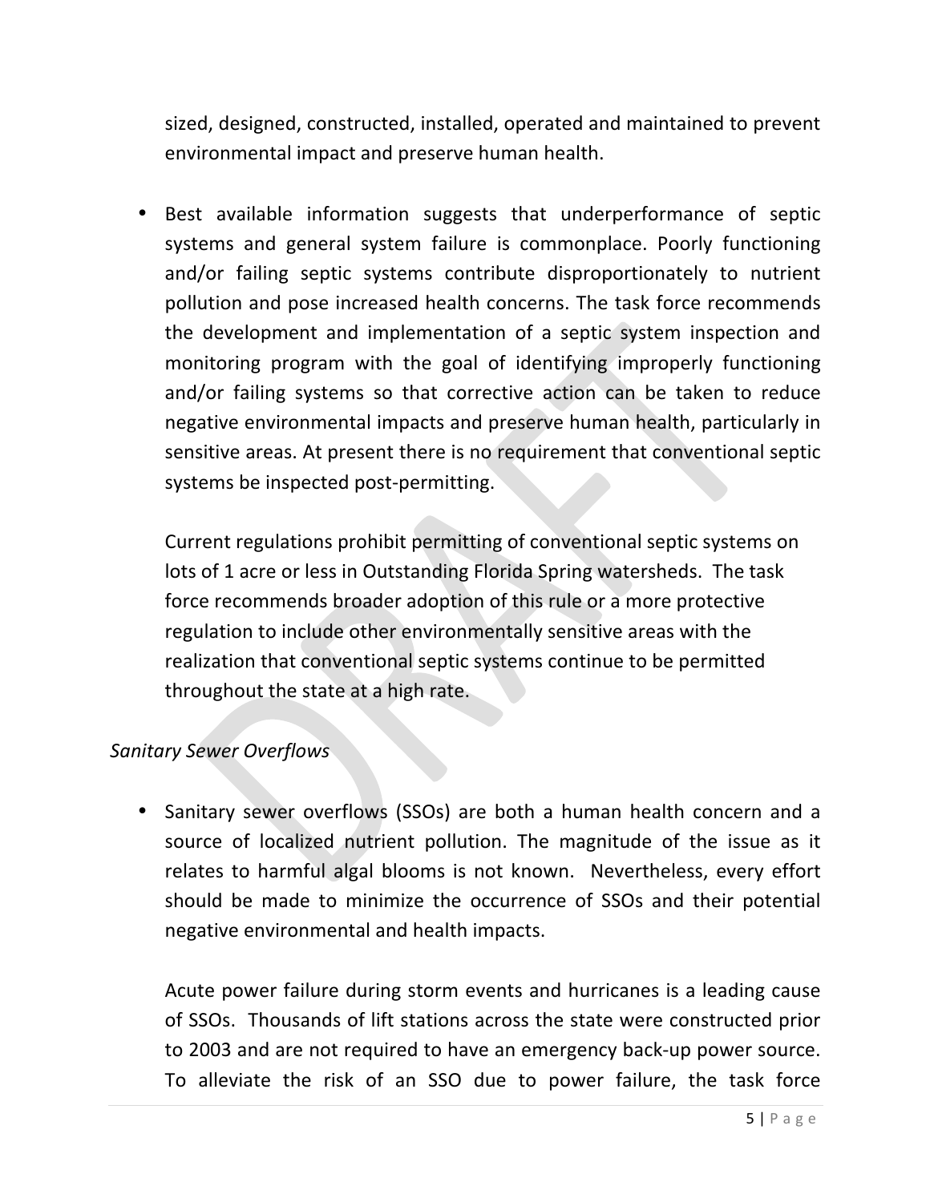sized, designed, constructed, installed, operated and maintained to prevent environmental impact and preserve human health.

- Best available information suggests that underperformance of septic systems and general system failure is commonplace. Poorly functioning and/or failing septic systems contribute disproportionately to nutrient pollution and pose increased health concerns. The task force recommends the development and implementation of a septic system inspection and monitoring program with the goal of identifying improperly functioning and/or failing systems so that corrective action can be taken to reduce negative environmental impacts and preserve human health, particularly in sensitive areas. At present there is no requirement that conventional septic systems be inspected post-permitting.

  Current regulations prohibit permitting of conventional septic systems on lots of 1 acre or less in Outstanding Florida Spring watersheds. The task force recommends broader adoption of this rule or a more protective regulation to include other environmentally sensitive areas with the realization that conventional septic systems continue to be permitted throughout the state at a high rate.

*Sanitary Sewer Overflows*

- Sanitary sewer overflows (SSOs) are both a human health concern and a source of localized nutrient pollution. The magnitude of the issue as it relates to harmful algal blooms is not known. Nevertheless, every effort should be made to minimize the occurrence of SSOs and their potential negative environmental and health impacts.

  Acute power failure during storm events and hurricanes is a leading cause of SSOs. Thousands of lift stations across the state were constructed prior to 2003 and are not required to have an emergency back-up power source. To alleviate the risk of an SSO due to power failure, the task force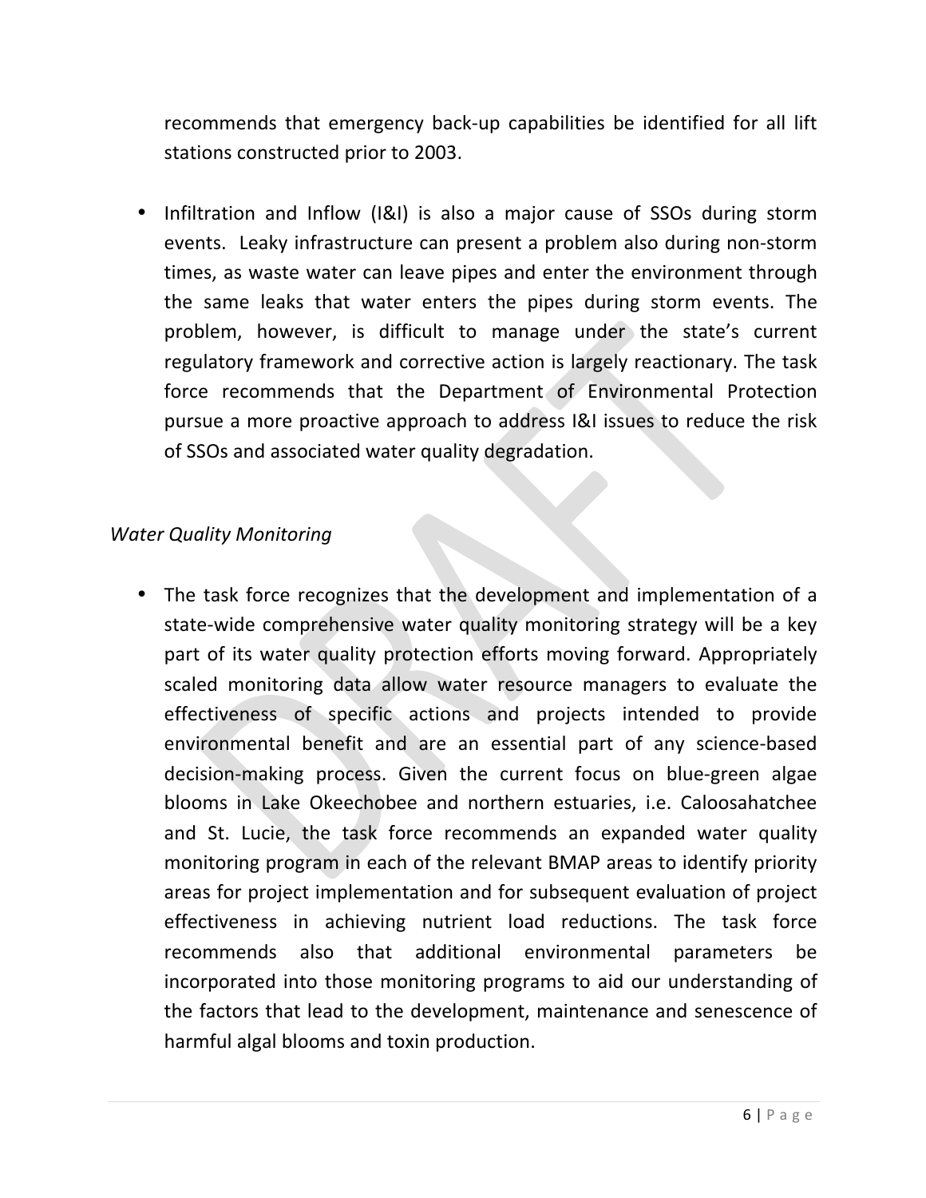recommends that emergency back-up capabilities be identified for all lift stations constructed prior to 2003.

- Infiltration and Inflow (I&I) is also a major cause of SSOs during storm events. Leaky infrastructure can present a problem also during non-storm times, as waste water can leave pipes and enter the environment through the same leaks that water enters the pipes during storm events. The problem, however, is difficult to manage under the state's current regulatory framework and corrective action is largely reactionary. The task force recommends that the Department of Environmental Protection pursue a more proactive approach to address I&I issues to reduce the risk of SSOs and associated water quality degradation.

*Water Quality Monitoring*

- The task force recognizes that the development and implementation of a state-wide comprehensive water quality monitoring strategy will be a key part of its water quality protection efforts moving forward. Appropriately scaled monitoring data allow water resource managers to evaluate the effectiveness of specific actions and projects intended to provide environmental benefit and are an essential part of any science-based decision-making process. Given the current focus on blue-green algae blooms in Lake Okeechobee and northern estuaries, i.e. Caloosahatchee and St. Lucie, the task force recommends an expanded water quality monitoring program in each of the relevant BMAP areas to identify priority areas for project implementation and for subsequent evaluation of project effectiveness in achieving nutrient load reductions. The task force recommends also that additional environmental parameters be incorporated into those monitoring programs to aid our understanding of the factors that lead to the development, maintenance and senescence of harmful algal blooms and toxin production.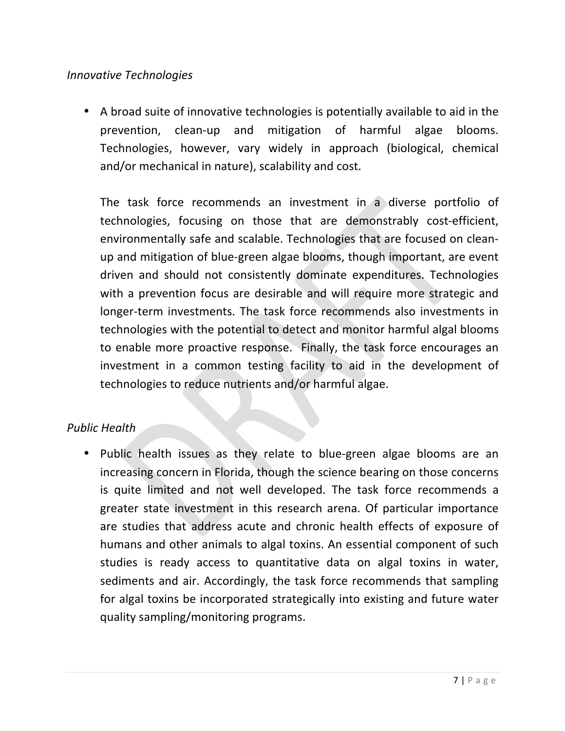*Innovative Technologies*

- A broad suite of innovative technologies is potentially available to aid in the prevention, clean-up and mitigation of harmful algae blooms. Technologies, however, vary widely in approach (biological, chemical and/or mechanical in nature), scalability and cost.

  The task force recommends an investment in a diverse portfolio of technologies, focusing on those that are demonstrably cost-efficient, environmentally safe and scalable. Technologies that are focused on clean-up and mitigation of blue-green algae blooms, though important, are event driven and should not consistently dominate expenditures. Technologies with a prevention focus are desirable and will require more strategic and longer-term investments. The task force recommends also investments in technologies with the potential to detect and monitor harmful algal blooms to enable more proactive response. Finally, the task force encourages an investment in a common testing facility to aid in the development of technologies to reduce nutrients and/or harmful algae.

*Public Health*

- Public health issues as they relate to blue-green algae blooms are an increasing concern in Florida, though the science bearing on those concerns is quite limited and not well developed. The task force recommends a greater state investment in this research arena. Of particular importance are studies that address acute and chronic health effects of exposure of humans and other animals to algal toxins. An essential component of such studies is ready access to quantitative data on algal toxins in water, sediments and air. Accordingly, the task force recommends that sampling for algal toxins be incorporated strategically into existing and future water quality sampling/monitoring programs.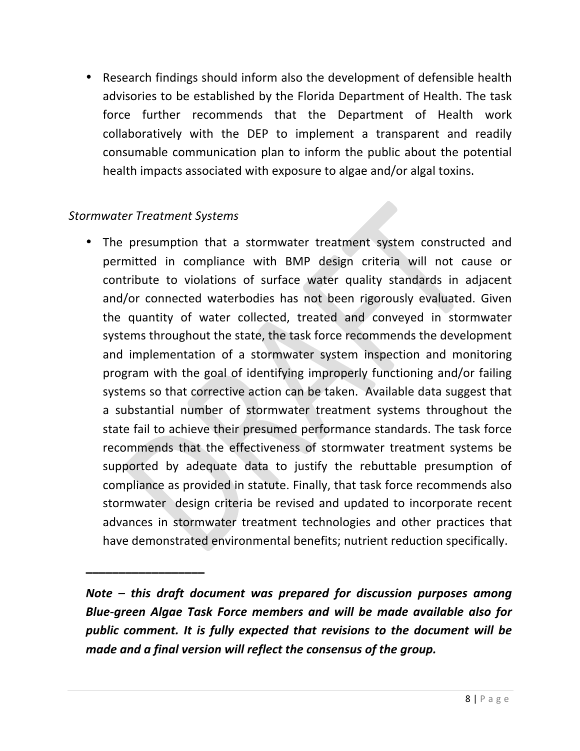- Research findings should inform also the development of defensible health advisories to be established by the Florida Department of Health. The task force further recommends that the Department of Health work collaboratively with the DEP to implement a transparent and readily consumable communication plan to inform the public about the potential health impacts associated with exposure to algae and/or algal toxins.

*Stormwater Treatment Systems*

- The presumption that a stormwater treatment system constructed and permitted in compliance with BMP design criteria will not cause or contribute to violations of surface water quality standards in adjacent and/or connected waterbodies has not been rigorously evaluated. Given the quantity of water collected, treated and conveyed in stormwater systems throughout the state, the task force recommends the development and implementation of a stormwater system inspection and monitoring program with the goal of identifying improperly functioning and/or failing systems so that corrective action can be taken. Available data suggest that a substantial number of stormwater treatment systems throughout the state fail to achieve their presumed performance standards. The task force recommends that the effectiveness of stormwater treatment systems be supported by adequate data to justify the rebuttable presumption of compliance as provided in statute. Finally, that task force recommends also stormwater design criteria be revised and updated to incorporate recent advances in stormwater treatment technologies and other practices that have demonstrated environmental benefits; nutrient reduction specifically.

---

***Note – this draft document was prepared for discussion purposes among Blue-green Algae Task Force members and will be made available also for public comment. It is fully expected that revisions to the document will be made and a final version will reflect the consensus of the group.***